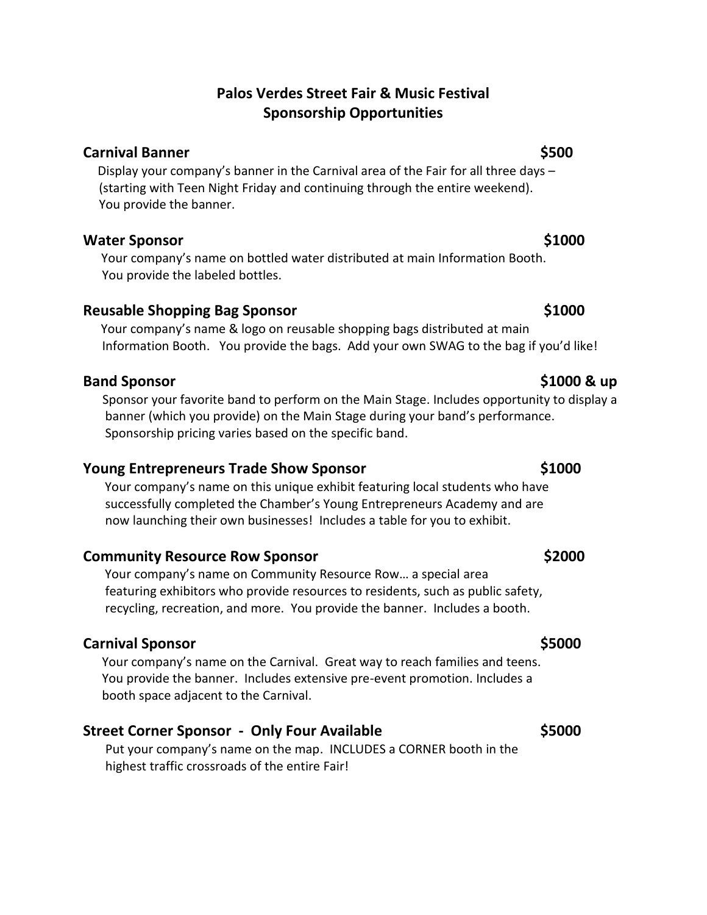# Palos Verdes Street Fair & Music Festival
## Sponsorship Opportunities

### Carnival Banner — $500

Display your company's banner in the Carnival area of the Fair for all three days – (starting with Teen Night Friday and continuing through the entire weekend). You provide the banner.

### Water Sponsor — $1000

Your company's name on bottled water distributed at main Information Booth. You provide the labeled bottles.

### Reusable Shopping Bag Sponsor — $1000

Your company's name & logo on reusable shopping bags distributed at main Information Booth. You provide the bags. Add your own SWAG to the bag if you'd like!

### Band Sponsor — $1000 & up

Sponsor your favorite band to perform on the Main Stage. Includes opportunity to display a banner (which you provide) on the Main Stage during your band's performance. Sponsorship pricing varies based on the specific band.

### Young Entrepreneurs Trade Show Sponsor — $1000

Your company's name on this unique exhibit featuring local students who have successfully completed the Chamber's Young Entrepreneurs Academy and are now launching their own businesses! Includes a table for you to exhibit.

### Community Resource Row Sponsor — $2000

Your company's name on Community Resource Row… a special area featuring exhibitors who provide resources to residents, such as public safety, recycling, recreation, and more. You provide the banner. Includes a booth.

### Carnival Sponsor — $5000

Your company's name on the Carnival. Great way to reach families and teens. You provide the banner. Includes extensive pre-event promotion. Includes a booth space adjacent to the Carnival.

### Street Corner Sponsor - Only Four Available — $5000

Put your company's name on the map. INCLUDES a CORNER booth in the highest traffic crossroads of the entire Fair!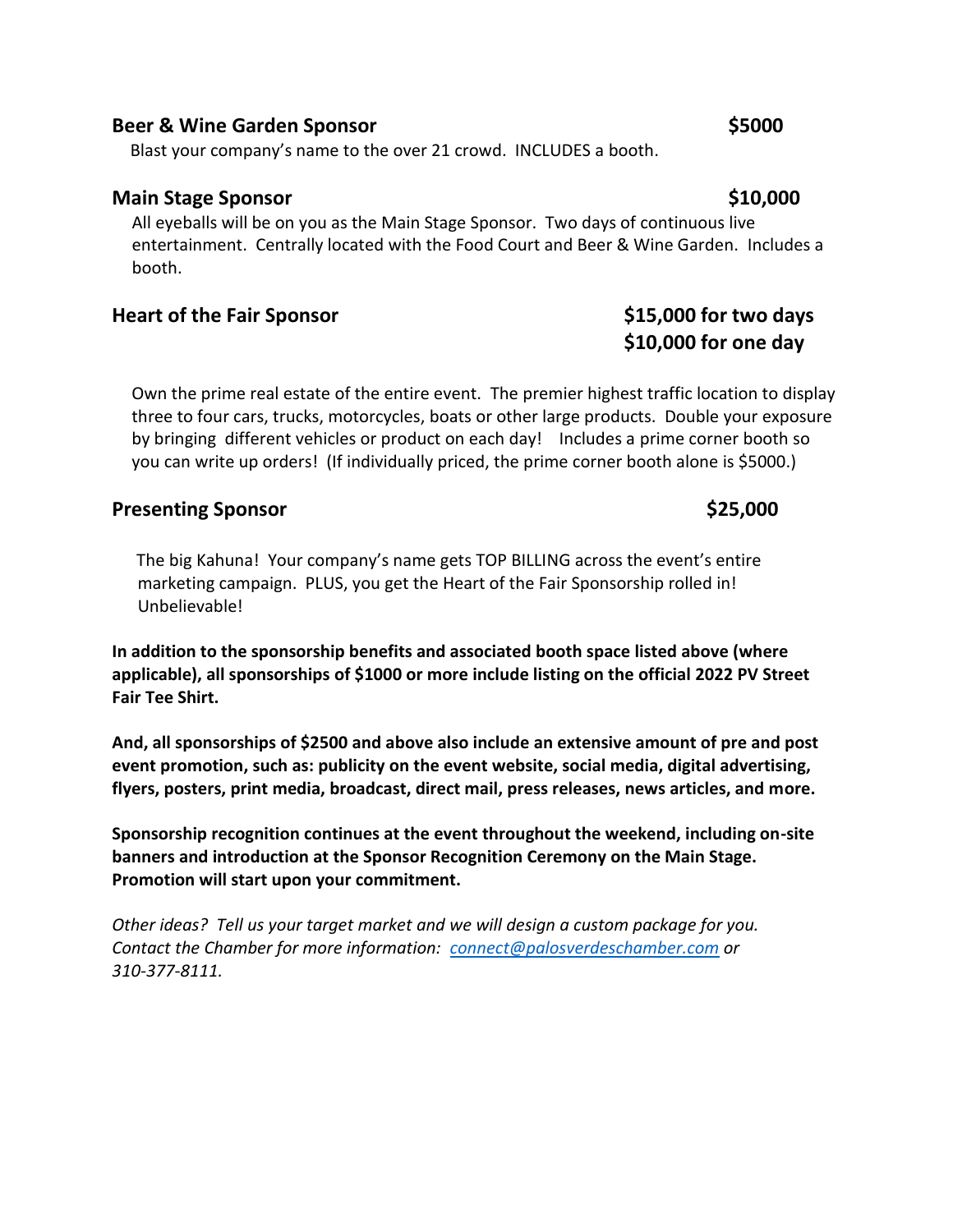**Beer & Wine Garden Sponsor** **$5000**

Blast your company's name to the over 21 crowd. INCLUDES a booth.

**Main Stage Sponsor** **$10,000**

All eyeballs will be on you as the Main Stage Sponsor. Two days of continuous live entertainment. Centrally located with the Food Court and Beer & Wine Garden. Includes a booth.

**Heart of the Fair Sponsor** **$15,000 for two days**
**$10,000 for one day**

Own the prime real estate of the entire event. The premier highest traffic location to display three to four cars, trucks, motorcycles, boats or other large products. Double your exposure by bringing different vehicles or product on each day! Includes a prime corner booth so you can write up orders! (If individually priced, the prime corner booth alone is $5000.)

**Presenting Sponsor** **$25,000**

The big Kahuna! Your company's name gets TOP BILLING across the event's entire marketing campaign. PLUS, you get the Heart of the Fair Sponsorship rolled in! Unbelievable!

**In addition to the sponsorship benefits and associated booth space listed above (where applicable), all sponsorships of $1000 or more include listing on the official 2022 PV Street Fair Tee Shirt.**

**And, all sponsorships of $2500 and above also include an extensive amount of pre and post event promotion, such as: publicity on the event website, social media, digital advertising, flyers, posters, print media, broadcast, direct mail, press releases, news articles, and more.**

**Sponsorship recognition continues at the event throughout the weekend, including on-site banners and introduction at the Sponsor Recognition Ceremony on the Main Stage. Promotion will start upon your commitment.**

*Other ideas? Tell us your target market and we will design a custom package for you. Contact the Chamber for more information: connect@palosverdeschamber.com or 310-377-8111.*